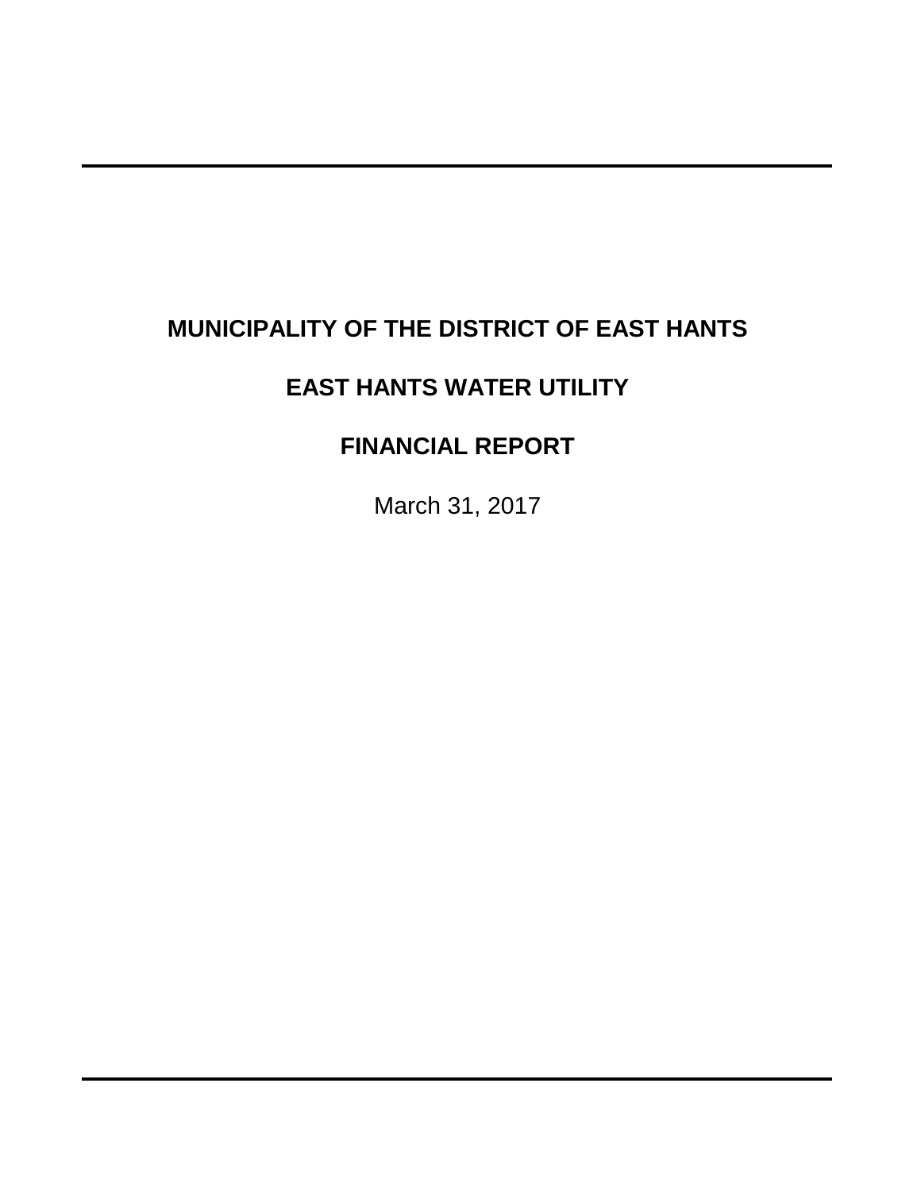# MUNICIPALITY OF THE DISTRICT OF EAST HANTS

# EAST HANTS WATER UTILITY

# FINANCIAL REPORT

March 31, 2017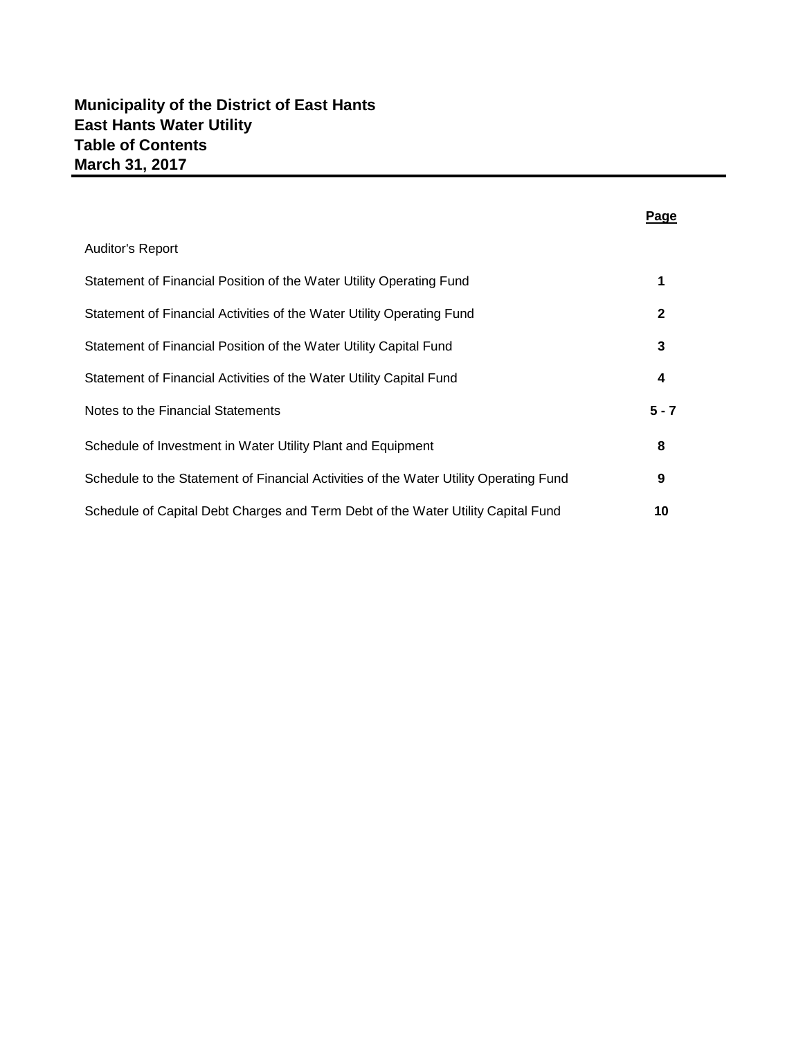# Municipality of the District of East Hants
# East Hants Water Utility
# Table of Contents
# March 31, 2017

| | Page |
|---|---|
| Auditor's Report | |
| Statement of Financial Position of the Water Utility Operating Fund | 1 |
| Statement of Financial Activities of the Water Utility Operating Fund | 2 |
| Statement of Financial Position of the Water Utility Capital Fund | 3 |
| Statement of Financial Activities of the Water Utility Capital Fund | 4 |
| Notes to the Financial Statements | 5 - 7 |
| Schedule of Investment in Water Utility Plant and Equipment | 8 |
| Schedule to the Statement of Financial Activities of the Water Utility Operating Fund | 9 |
| Schedule of Capital Debt Charges and Term Debt of the Water Utility Capital Fund | 10 |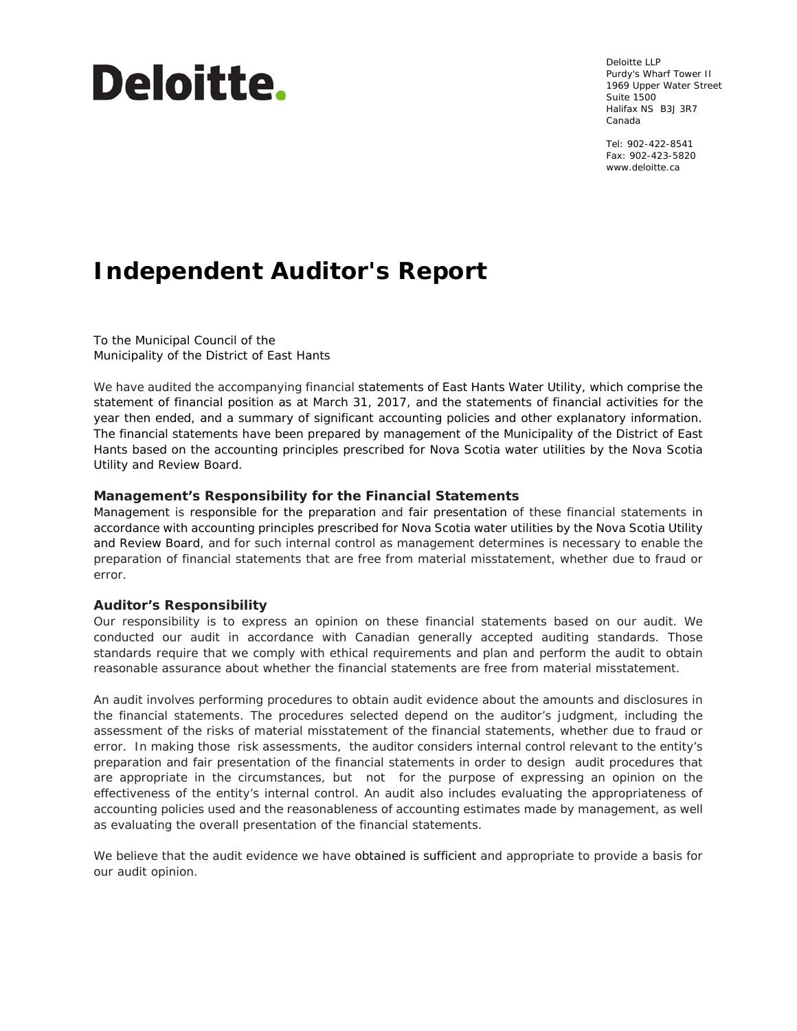Deloitte.

Deloitte LLP
Purdy's Wharf Tower II
1969 Upper Water Street
Suite 1500
Halifax NS B3J 3R7
Canada

Tel: 902-422-8541
Fax: 902-423-5820
www.deloitte.ca

# Independent Auditor's Report

To the Municipal Council of the
Municipality of the District of East Hants

We have audited the accompanying financial statements of East Hants Water Utility, which comprise the statement of financial position as at March 31, 2017, and the statements of financial activities for the year then ended, and a summary of significant accounting policies and other explanatory information. The financial statements have been prepared by management of the Municipality of the District of East Hants based on the accounting principles prescribed for Nova Scotia water utilities by the Nova Scotia Utility and Review Board.

### Management's Responsibility for the Financial Statements

Management is responsible for the preparation and fair presentation of these financial statements in accordance with accounting principles prescribed for Nova Scotia water utilities by the Nova Scotia Utility and Review Board, and for such internal control as management determines is necessary to enable the preparation of financial statements that are free from material misstatement, whether due to fraud or error.

### Auditor's Responsibility

Our responsibility is to express an opinion on these financial statements based on our audit. We conducted our audit in accordance with Canadian generally accepted auditing standards. Those standards require that we comply with ethical requirements and plan and perform the audit to obtain reasonable assurance about whether the financial statements are free from material misstatement.

An audit involves performing procedures to obtain audit evidence about the amounts and disclosures in the financial statements. The procedures selected depend on the auditor's judgment, including the assessment of the risks of material misstatement of the financial statements, whether due to fraud or error. In making those risk assessments, the auditor considers internal control relevant to the entity's preparation and fair presentation of the financial statements in order to design audit procedures that are appropriate in the circumstances, but not for the purpose of expressing an opinion on the effectiveness of the entity's internal control. An audit also includes evaluating the appropriateness of accounting policies used and the reasonableness of accounting estimates made by management, as well as evaluating the overall presentation of the financial statements.

We believe that the audit evidence we have obtained is sufficient and appropriate to provide a basis for our audit opinion.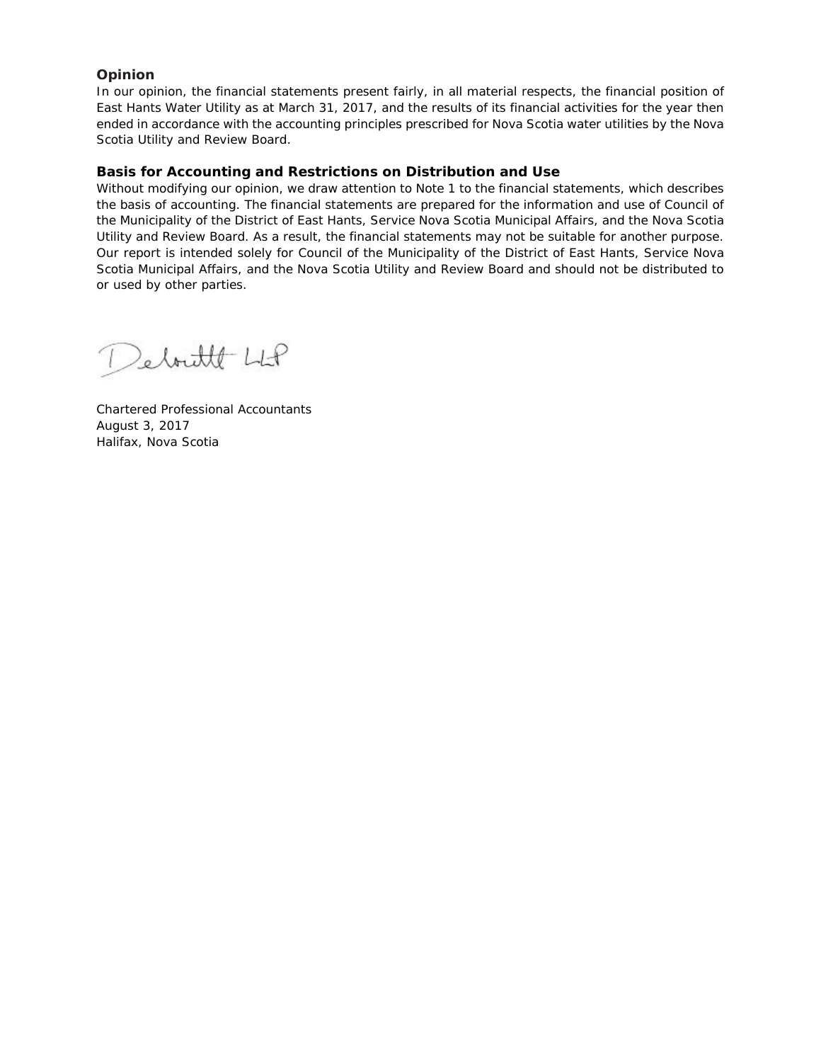## Opinion

In our opinion, the financial statements present fairly, in all material respects, the financial position of East Hants Water Utility as at March 31, 2017, and the results of its financial activities for the year then ended in accordance with the accounting principles prescribed for Nova Scotia water utilities by the Nova Scotia Utility and Review Board.

## Basis for Accounting and Restrictions on Distribution and Use

Without modifying our opinion, we draw attention to Note 1 to the financial statements, which describes the basis of accounting. The financial statements are prepared for the information and use of Council of the Municipality of the District of East Hants, Service Nova Scotia Municipal Affairs, and the Nova Scotia Utility and Review Board. As a result, the financial statements may not be suitable for another purpose. Our report is intended solely for Council of the Municipality of the District of East Hants, Service Nova Scotia Municipal Affairs, and the Nova Scotia Utility and Review Board and should not be distributed to or used by other parties.

Deloitte LLP

Chartered Professional Accountants
August 3, 2017
Halifax, Nova Scotia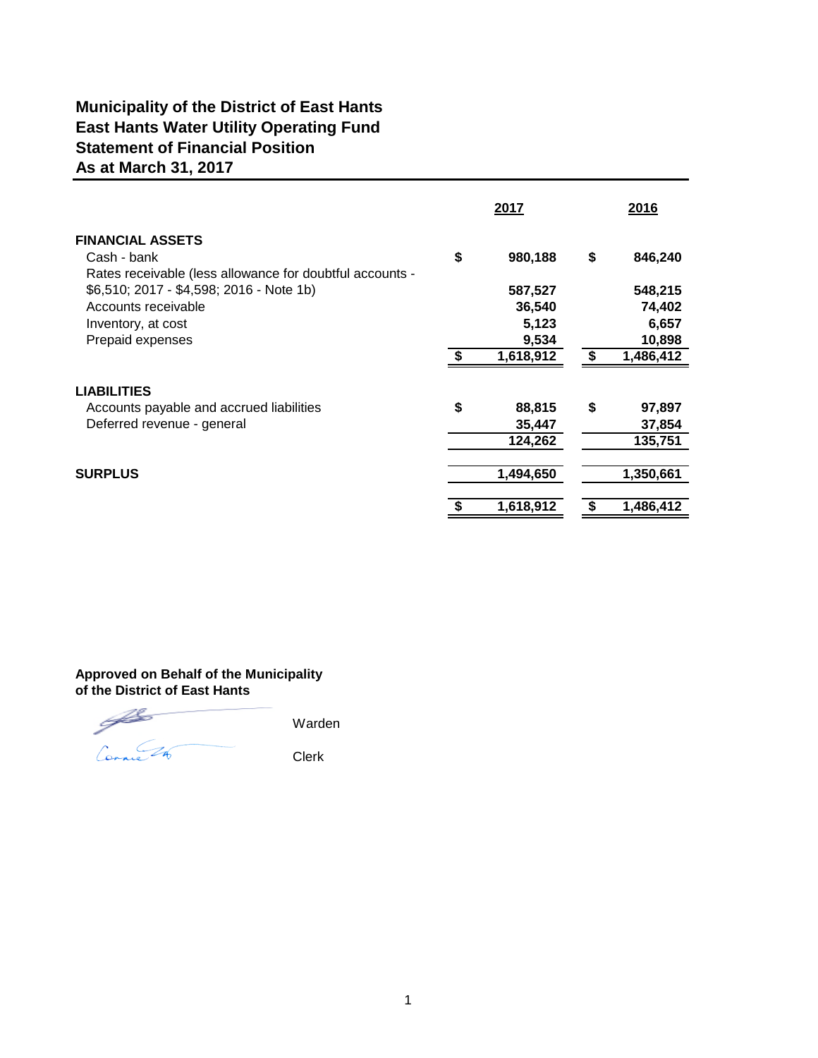# Municipality of the District of East Hants
## East Hants Water Utility Operating Fund
## Statement of Financial Position
## As at March 31, 2017

| | 2017 | 2016 |
|---|---|---|
| **FINANCIAL ASSETS** | | |
| Cash - bank | $ 980,188 | $ 846,240 |
| Rates receivable (less allowance for doubtful accounts - $6,510; 2017 - $4,598; 2016 - Note 1b) | 587,527 | 548,215 |
| Accounts receivable | 36,540 | 74,402 |
| Inventory, at cost | 5,123 | 6,657 |
| Prepaid expenses | 9,534 | 10,898 |
| | $ 1,618,912 | $ 1,486,412 |
| **LIABILITIES** | | |
| Accounts payable and accrued liabilities | $ 88,815 | $ 97,897 |
| Deferred revenue - general | 35,447 | 37,854 |
| | 124,262 | 135,751 |
| **SURPLUS** | 1,494,650 | 1,350,661 |
| | $ 1,618,912 | $ 1,486,412 |

**Approved on Behalf of the Municipality of the District of East Hants**

Warden

Clerk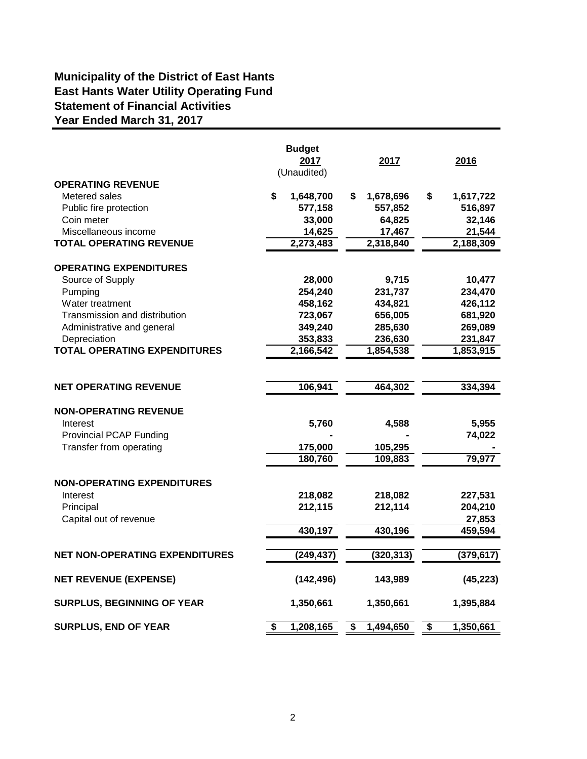# Municipality of the District of East Hants
## East Hants Water Utility Operating Fund
## Statement of Financial Activities
## Year Ended March 31, 2017

| | Budget 2017 (Unaudited) | 2017 | 2016 |
|---|---|---|---|
| **OPERATING REVENUE** | | | |
| Metered sales | $ 1,648,700 | $ 1,678,696 | $ 1,617,722 |
| Public fire protection | 577,158 | 557,852 | 516,897 |
| Coin meter | 33,000 | 64,825 | 32,146 |
| Miscellaneous income | 14,625 | 17,467 | 21,544 |
| **TOTAL OPERATING REVENUE** | 2,273,483 | 2,318,840 | 2,188,309 |
| **OPERATING EXPENDITURES** | | | |
| Source of Supply | 28,000 | 9,715 | 10,477 |
| Pumping | 254,240 | 231,737 | 234,470 |
| Water treatment | 458,162 | 434,821 | 426,112 |
| Transmission and distribution | 723,067 | 656,005 | 681,920 |
| Administrative and general | 349,240 | 285,630 | 269,089 |
| Depreciation | 353,833 | 236,630 | 231,847 |
| **TOTAL OPERATING EXPENDITURES** | 2,166,542 | 1,854,538 | 1,853,915 |
| **NET OPERATING REVENUE** | 106,941 | 464,302 | 334,394 |
| **NON-OPERATING REVENUE** | | | |
| Interest | 5,760 | 4,588 | 5,955 |
| Provincial PCAP Funding | - | - | 74,022 |
| Transfer from operating | 175,000 | 105,295 | - |
| | 180,760 | 109,883 | 79,977 |
| **NON-OPERATING EXPENDITURES** | | | |
| Interest | 218,082 | 218,082 | 227,531 |
| Principal | 212,115 | 212,114 | 204,210 |
| Capital out of revenue | | | 27,853 |
| | 430,197 | 430,196 | 459,594 |
| **NET NON-OPERATING EXPENDITURES** | (249,437) | (320,313) | (379,617) |
| **NET REVENUE (EXPENSE)** | (142,496) | 143,989 | (45,223) |
| **SURPLUS, BEGINNING OF YEAR** | 1,350,661 | 1,350,661 | 1,395,884 |
| **SURPLUS, END OF YEAR** | $ 1,208,165 | $ 1,494,650 | $ 1,350,661 |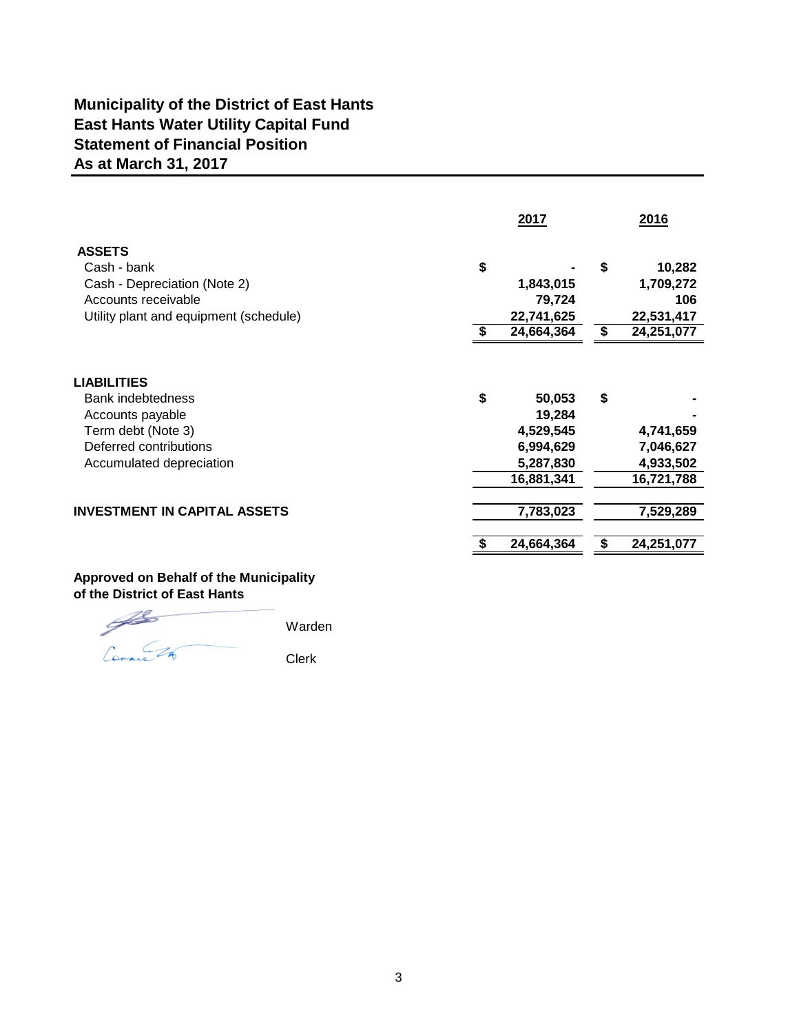# Municipality of the District of East Hants
## East Hants Water Utility Capital Fund
## Statement of Financial Position
## As at March 31, 2017

| | 2017 | 2016 |
|---|---|---|
| **ASSETS** | | |
| Cash - bank | $ - | $ 10,282 |
| Cash - Depreciation (Note 2) | 1,843,015 | 1,709,272 |
| Accounts receivable | 79,724 | 106 |
| Utility plant and equipment (schedule) | 22,741,625 | 22,531,417 |
| | $ 24,664,364 | $ 24,251,077 |
| **LIABILITIES** | | |
| Bank indebtedness | $ 50,053 | $ - |
| Accounts payable | 19,284 | - |
| Term debt (Note 3) | 4,529,545 | 4,741,659 |
| Deferred contributions | 6,994,629 | 7,046,627 |
| Accumulated depreciation | 5,287,830 | 4,933,502 |
| | 16,881,341 | 16,721,788 |
| **INVESTMENT IN CAPITAL ASSETS** | 7,783,023 | 7,529,289 |
| | $ 24,664,364 | $ 24,251,077 |

**Approved on Behalf of the Municipality of the District of East Hants**

Warden

Clerk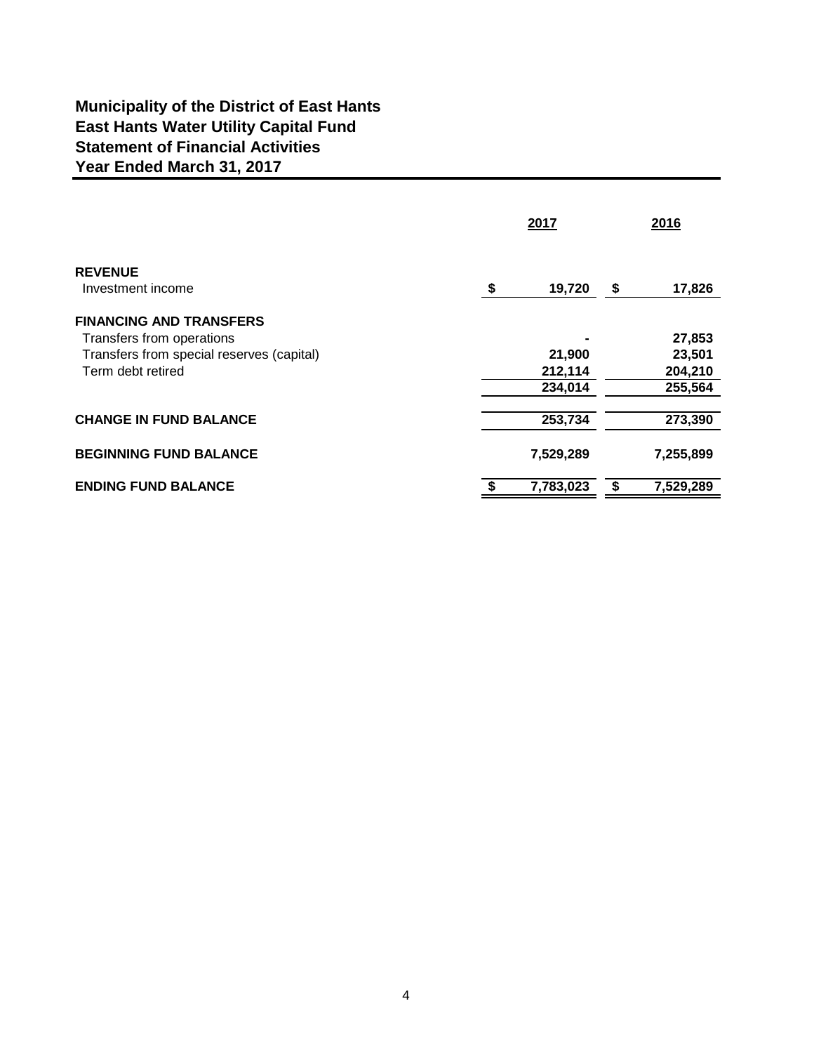# Municipality of the District of East Hants
## East Hants Water Utility Capital Fund
## Statement of Financial Activities
## Year Ended March 31, 2017

| | 2017 | 2016 |
|---|---|---|
| **REVENUE** | | |
| Investment income | $ 19,720 | $ 17,826 |
| **FINANCING AND TRANSFERS** | | |
| Transfers from operations | - | 27,853 |
| Transfers from special reserves (capital) | 21,900 | 23,501 |
| Term debt retired | 212,114 | 204,210 |
| | 234,014 | 255,564 |
| **CHANGE IN FUND BALANCE** | 253,734 | 273,390 |
| **BEGINNING FUND BALANCE** | 7,529,289 | 7,255,899 |
| **ENDING FUND BALANCE** | $ 7,783,023 | $ 7,529,289 |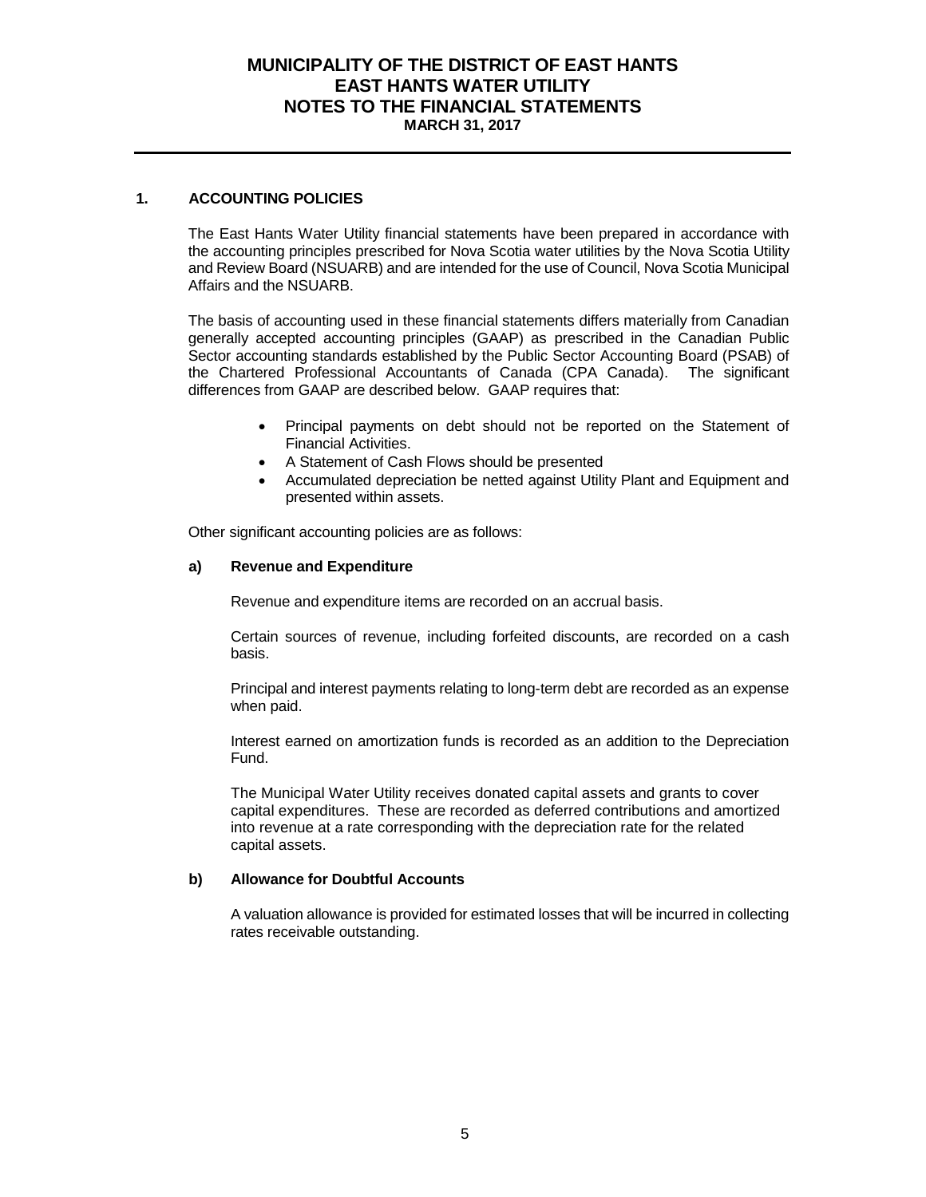# MUNICIPALITY OF THE DISTRICT OF EAST HANTS
# EAST HANTS WATER UTILITY
# NOTES TO THE FINANCIAL STATEMENTS
**MARCH 31, 2017**

## 1. ACCOUNTING POLICIES

The East Hants Water Utility financial statements have been prepared in accordance with the accounting principles prescribed for Nova Scotia water utilities by the Nova Scotia Utility and Review Board (NSUARB) and are intended for the use of Council, Nova Scotia Municipal Affairs and the NSUARB.

The basis of accounting used in these financial statements differs materially from Canadian generally accepted accounting principles (GAAP) as prescribed in the Canadian Public Sector accounting standards established by the Public Sector Accounting Board (PSAB) of the Chartered Professional Accountants of Canada (CPA Canada). The significant differences from GAAP are described below. GAAP requires that:

- Principal payments on debt should not be reported on the Statement of Financial Activities.
- A Statement of Cash Flows should be presented
- Accumulated depreciation be netted against Utility Plant and Equipment and presented within assets.

Other significant accounting policies are as follows:

### a) Revenue and Expenditure

Revenue and expenditure items are recorded on an accrual basis.

Certain sources of revenue, including forfeited discounts, are recorded on a cash basis.

Principal and interest payments relating to long-term debt are recorded as an expense when paid.

Interest earned on amortization funds is recorded as an addition to the Depreciation Fund.

The Municipal Water Utility receives donated capital assets and grants to cover capital expenditures. These are recorded as deferred contributions and amortized into revenue at a rate corresponding with the depreciation rate for the related capital assets.

### b) Allowance for Doubtful Accounts

A valuation allowance is provided for estimated losses that will be incurred in collecting rates receivable outstanding.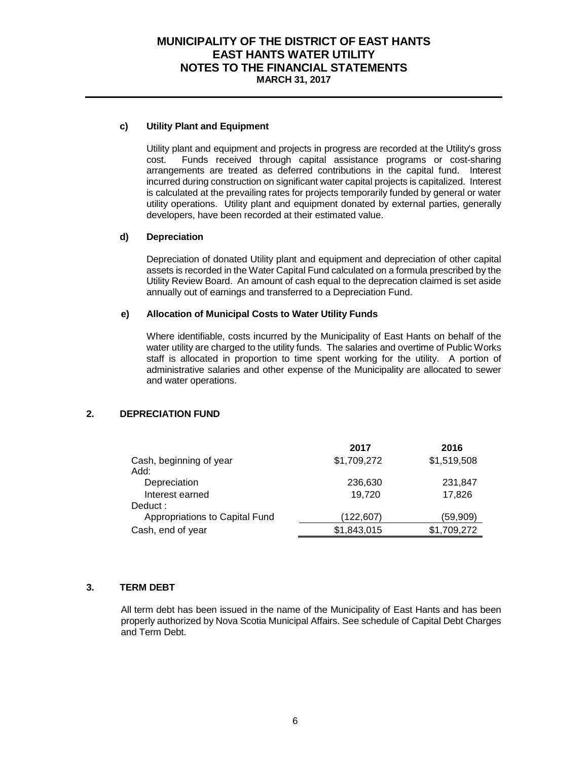#### c) Utility Plant and Equipment

Utility plant and equipment and projects in progress are recorded at the Utility's gross cost. Funds received through capital assistance programs or cost-sharing arrangements are treated as deferred contributions in the capital fund. Interest incurred during construction on significant water capital projects is capitalized. Interest is calculated at the prevailing rates for projects temporarily funded by general or water utility operations. Utility plant and equipment donated by external parties, generally developers, have been recorded at their estimated value.

#### d) Depreciation

Depreciation of donated Utility plant and equipment and depreciation of other capital assets is recorded in the Water Capital Fund calculated on a formula prescribed by the Utility Review Board. An amount of cash equal to the deprecation claimed is set aside annually out of earnings and transferred to a Depreciation Fund.

#### e) Allocation of Municipal Costs to Water Utility Funds

Where identifiable, costs incurred by the Municipality of East Hants on behalf of the water utility are charged to the utility funds. The salaries and overtime of Public Works staff is allocated in proportion to time spent working for the utility. A portion of administrative salaries and other expense of the Municipality are allocated to sewer and water operations.

## 2. DEPRECIATION FUND

| | 2017 | 2016 |
|---|---|---|
| Cash, beginning of year | $1,709,272 | $1,519,508 |
| Add: | | |
| Depreciation | 236,630 | 231,847 |
| Interest earned | 19,720 | 17,826 |
| Deduct : | | |
| Appropriations to Capital Fund | (122,607) | (59,909) |
| Cash, end of year | $1,843,015 | $1,709,272 |

## 3. TERM DEBT

All term debt has been issued in the name of the Municipality of East Hants and has been properly authorized by Nova Scotia Municipal Affairs. See schedule of Capital Debt Charges and Term Debt.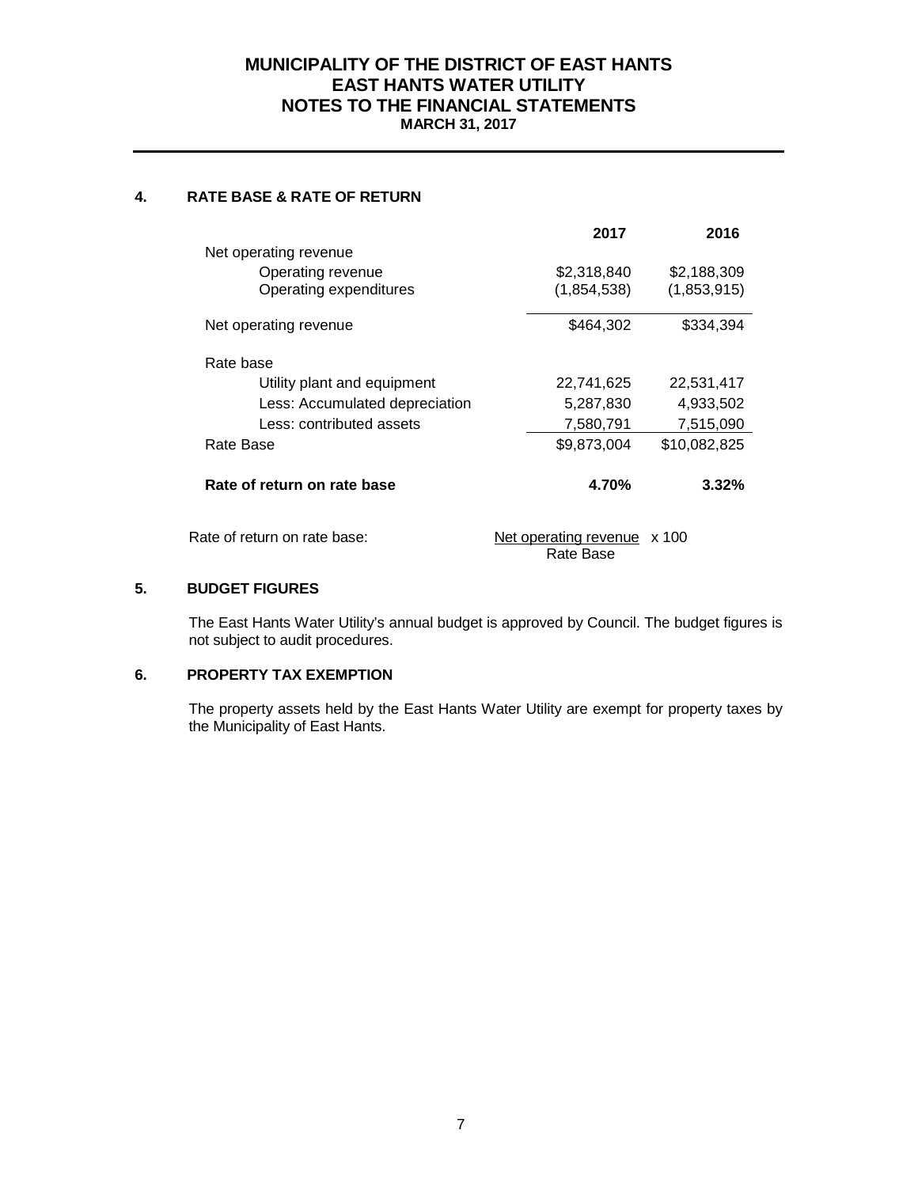# MUNICIPALITY OF THE DISTRICT OF EAST HANTS
## EAST HANTS WATER UTILITY
## NOTES TO THE FINANCIAL STATEMENTS
**MARCH 31, 2017**

### 4. RATE BASE & RATE OF RETURN

| | 2017 | 2016 |
|---|---|---|
| Net operating revenue | | |
| Operating revenue | $2,318,840 | $2,188,309 |
| Operating expenditures | (1,854,538) | (1,853,915) |
| Net operating revenue | $464,302 | $334,394 |
| Rate base | | |
| Utility plant and equipment | 22,741,625 | 22,531,417 |
| Less: Accumulated depreciation | 5,287,830 | 4,933,502 |
| Less: contributed assets | 7,580,791 | 7,515,090 |
| Rate Base | $9,873,004 | $10,082,825 |
| **Rate of return on rate base** | **4.70%** | **3.32%** |

Rate of return on rate base: $\frac{\text{Net operating revenue}}{\text{Rate Base}} \times 100$

### 5. BUDGET FIGURES

The East Hants Water Utility's annual budget is approved by Council. The budget figures is not subject to audit procedures.

### 6. PROPERTY TAX EXEMPTION

The property assets held by the East Hants Water Utility are exempt for property taxes by the Municipality of East Hants.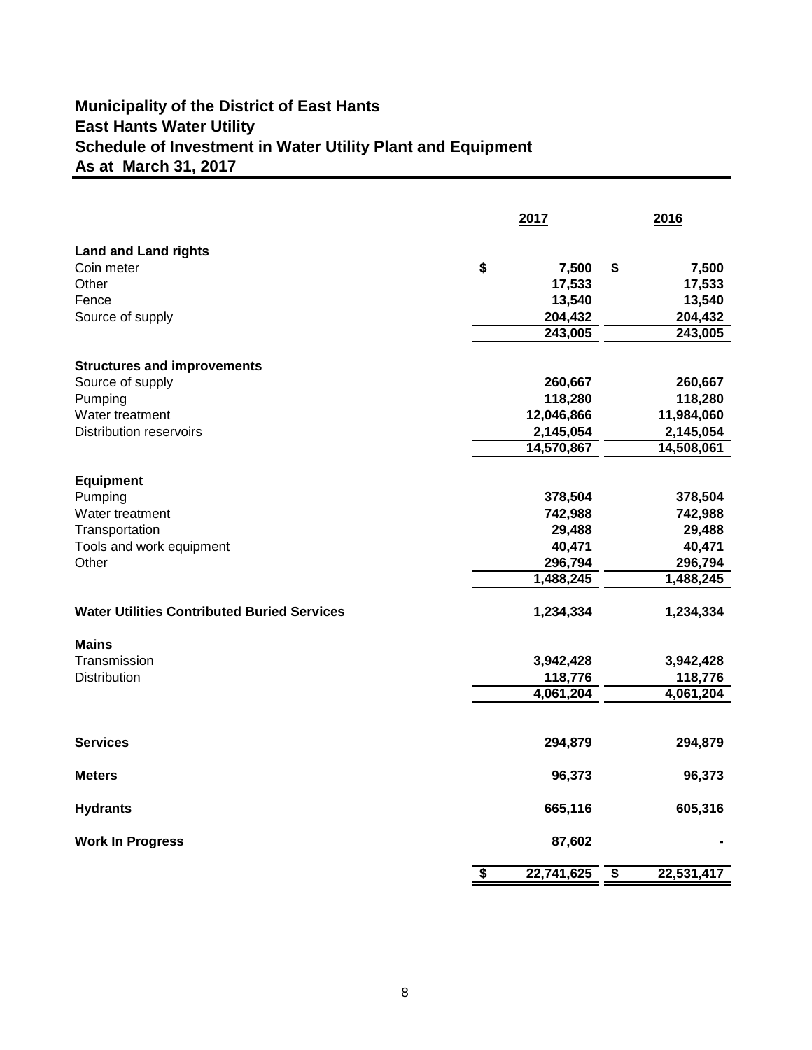# Municipality of the District of East Hants
# East Hants Water Utility
# Schedule of Investment in Water Utility Plant and Equipment
# As at March 31, 2017

| | 2017 | 2016 |
|---|---|---|
| **Land and Land rights** | | |
| Coin meter | $ 7,500 | $ 7,500 |
| Other | 17,533 | 17,533 |
| Fence | 13,540 | 13,540 |
| Source of supply | 204,432 | 204,432 |
| | 243,005 | 243,005 |
| **Structures and improvements** | | |
| Source of supply | 260,667 | 260,667 |
| Pumping | 118,280 | 118,280 |
| Water treatment | 12,046,866 | 11,984,060 |
| Distribution reservoirs | 2,145,054 | 2,145,054 |
| | 14,570,867 | 14,508,061 |
| **Equipment** | | |
| Pumping | 378,504 | 378,504 |
| Water treatment | 742,988 | 742,988 |
| Transportation | 29,488 | 29,488 |
| Tools and work equipment | 40,471 | 40,471 |
| Other | 296,794 | 296,794 |
| | 1,488,245 | 1,488,245 |
| **Water Utilities Contributed Buried Services** | 1,234,334 | 1,234,334 |
| **Mains** | | |
| Transmission | 3,942,428 | 3,942,428 |
| Distribution | 118,776 | 118,776 |
| | 4,061,204 | 4,061,204 |
| **Services** | 294,879 | 294,879 |
| **Meters** | 96,373 | 96,373 |
| **Hydrants** | 665,116 | 605,316 |
| **Work In Progress** | 87,602 | - |
| | $ 22,741,625 | $ 22,531,417 |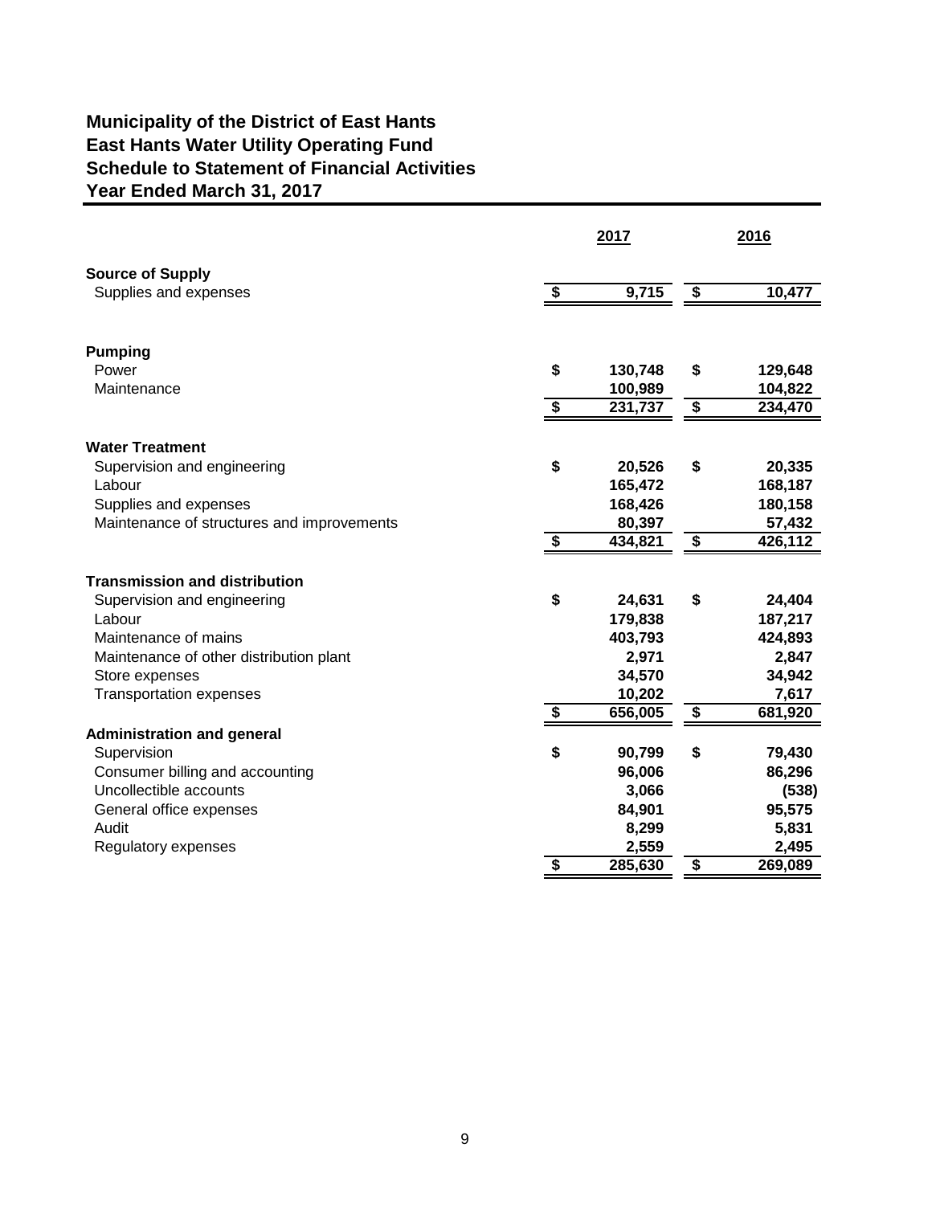# Municipality of the District of East Hants
## East Hants Water Utility Operating Fund
## Schedule to Statement of Financial Activities
## Year Ended March 31, 2017

| | 2017 | 2016 |
|---|---|---|
| **Source of Supply** | | |
| Supplies and expenses | $ 9,715 | $ 10,477 |
| | | |
| **Pumping** | | |
| Power | $ 130,748 | $ 129,648 |
| Maintenance | 100,989 | 104,822 |
| | $ 231,737 | $ 234,470 |
| | | |
| **Water Treatment** | | |
| Supervision and engineering | $ 20,526 | $ 20,335 |
| Labour | 165,472 | 168,187 |
| Supplies and expenses | 168,426 | 180,158 |
| Maintenance of structures and improvements | 80,397 | 57,432 |
| | $ 434,821 | $ 426,112 |
| | | |
| **Transmission and distribution** | | |
| Supervision and engineering | $ 24,631 | $ 24,404 |
| Labour | 179,838 | 187,217 |
| Maintenance of mains | 403,793 | 424,893 |
| Maintenance of other distribution plant | 2,971 | 2,847 |
| Store expenses | 34,570 | 34,942 |
| Transportation expenses | 10,202 | 7,617 |
| | $ 656,005 | $ 681,920 |
| | | |
| **Administration and general** | | |
| Supervision | $ 90,799 | $ 79,430 |
| Consumer billing and accounting | 96,006 | 86,296 |
| Uncollectible accounts | 3,066 | (538) |
| General office expenses | 84,901 | 95,575 |
| Audit | 8,299 | 5,831 |
| Regulatory expenses | 2,559 | 2,495 |
| | $ 285,630 | $ 269,089 |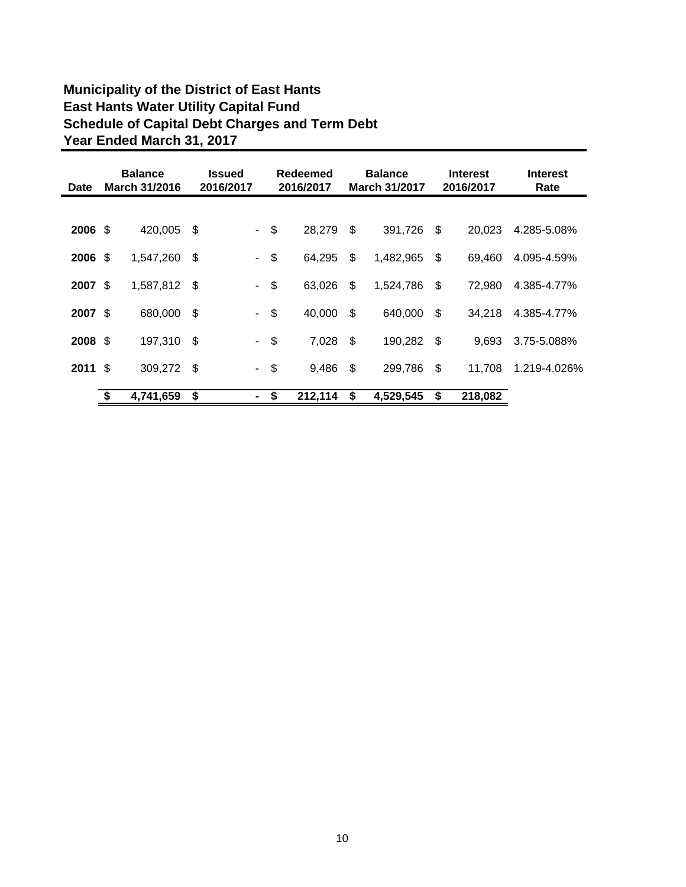**Municipality of the District of East Hants**
**East Hants Water Utility Capital Fund**
**Schedule of Capital Debt Charges and Term Debt**
**Year Ended March 31, 2017**

| Date | Balance March 31/2016 | Issued 2016/2017 | Redeemed 2016/2017 | Balance March 31/2017 | Interest 2016/2017 | Interest Rate |
|---|---|---|---|---|---|---|
| **2006** | $ 420,005 | $ - | $ 28,279 | $ 391,726 | $ 20,023 | 4.285-5.08% |
| **2006** | $ 1,547,260 | $ - | $ 64,295 | $ 1,482,965 | $ 69,460 | 4.095-4.59% |
| **2007** | $ 1,587,812 | $ - | $ 63,026 | $ 1,524,786 | $ 72,980 | 4.385-4.77% |
| **2007** | $ 680,000 | $ - | $ 40,000 | $ 640,000 | $ 34,218 | 4.385-4.77% |
| **2008** | $ 197,310 | $ - | $ 7,028 | $ 190,282 | $ 9,693 | 3.75-5.088% |
| **2011** | $ 309,272 | $ - | $ 9,486 | $ 299,786 | $ 11,708 | 1.219-4.026% |
| | **$ 4,741,659** | **$ -** | **$ 212,114** | **$ 4,529,545** | **$ 218,082** | |